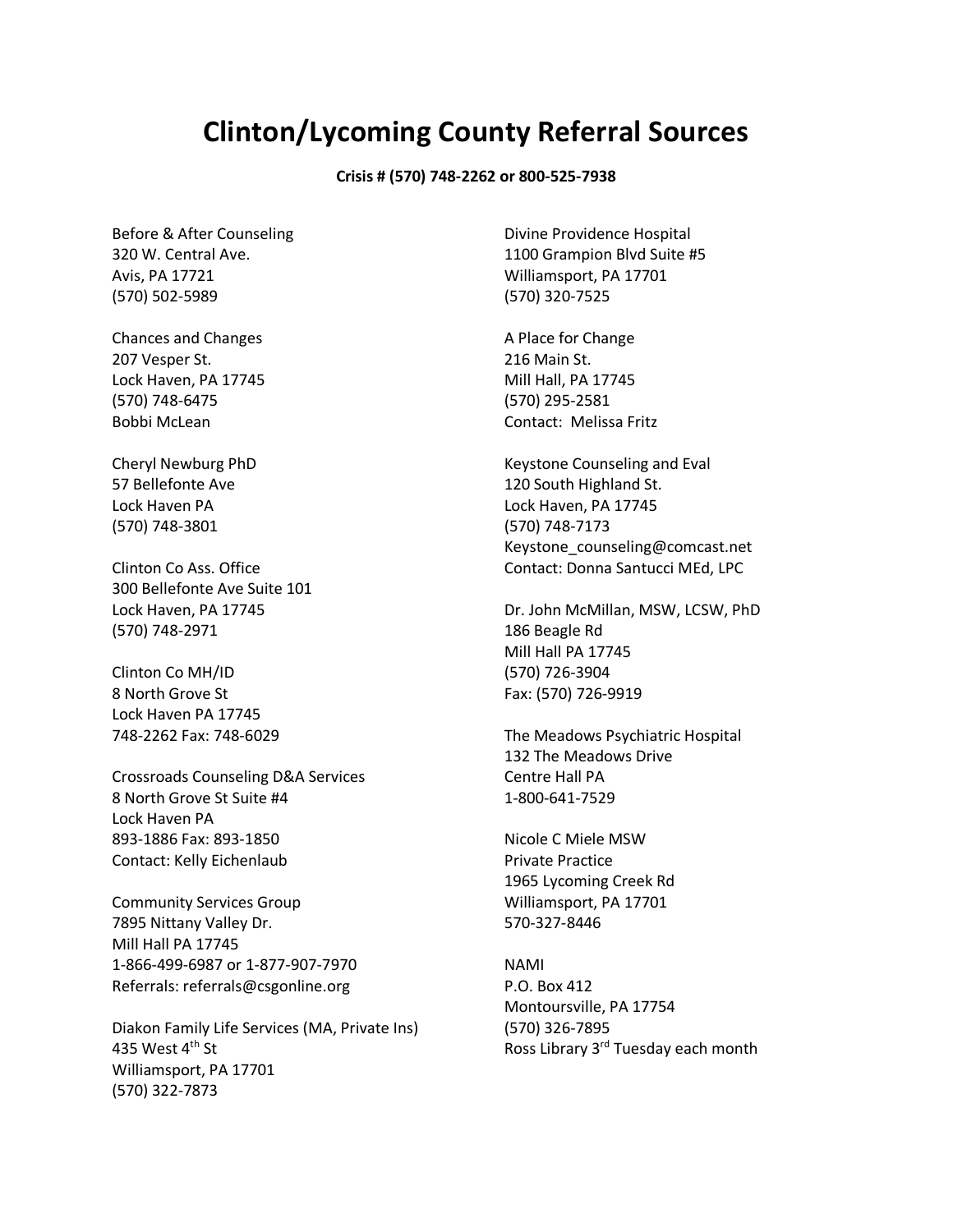# Clinton/Lycoming County Referral Sources

**Crisis # (570) 748-2262 or 800-525-7938**

Before & After Counseling
320 W. Central Ave.
Avis, PA 17721
(570) 502-5989

Chances and Changes
207 Vesper St.
Lock Haven, PA 17745
(570) 748-6475
Bobbi McLean

Cheryl Newburg PhD
57 Bellefonte Ave
Lock Haven PA
(570) 748-3801

Clinton Co Ass. Office
300 Bellefonte Ave Suite 101
Lock Haven, PA 17745
(570) 748-2971

Clinton Co MH/ID
8 North Grove St
Lock Haven PA 17745
748-2262 Fax: 748-6029

Crossroads Counseling D&A Services
8 North Grove St Suite #4
Lock Haven PA
893-1886 Fax: 893-1850
Contact: Kelly Eichenlaub

Community Services Group
7895 Nittany Valley Dr.
Mill Hall PA 17745
1-866-499-6987 or 1-877-907-7970
Referrals: referrals@csgonline.org

Diakon Family Life Services (MA, Private Ins)
435 West 4th St
Williamsport, PA 17701
(570) 322-7873

Divine Providence Hospital
1100 Grampion Blvd Suite #5
Williamsport, PA 17701
(570) 320-7525

A Place for Change
216 Main St.
Mill Hall, PA 17745
(570) 295-2581
Contact: Melissa Fritz

Keystone Counseling and Eval
120 South Highland St.
Lock Haven, PA 17745
(570) 748-7173
Keystone_counseling@comcast.net
Contact: Donna Santucci MEd, LPC

Dr. John McMillan, MSW, LCSW, PhD
186 Beagle Rd
Mill Hall PA 17745
(570) 726-3904
Fax: (570) 726-9919

The Meadows Psychiatric Hospital
132 The Meadows Drive
Centre Hall PA
1-800-641-7529

Nicole C Miele MSW
Private Practice
1965 Lycoming Creek Rd
Williamsport, PA 17701
570-327-8446

NAMI
P.O. Box 412
Montoursville, PA 17754
(570) 326-7895
Ross Library 3rd Tuesday each month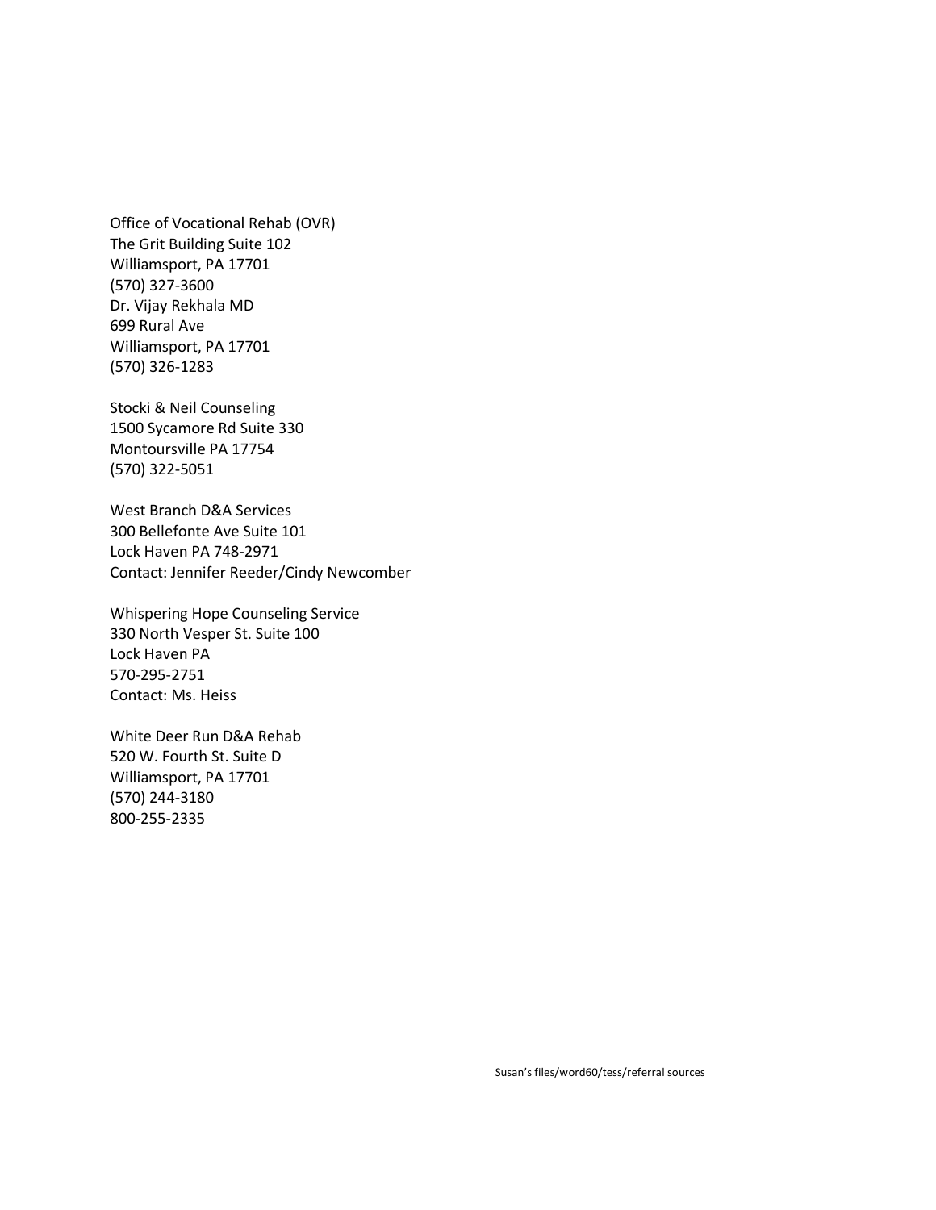Office of Vocational Rehab (OVR)
The Grit Building Suite 102
Williamsport, PA 17701
(570) 327-3600
Dr. Vijay Rekhala MD
699 Rural Ave
Williamsport, PA 17701
(570) 326-1283

Stocki & Neil Counseling
1500 Sycamore Rd Suite 330
Montoursville PA 17754
(570) 322-5051

West Branch D&A Services
300 Bellefonte Ave Suite 101
Lock Haven PA 748-2971
Contact: Jennifer Reeder/Cindy Newcomber

Whispering Hope Counseling Service
330 North Vesper St. Suite 100
Lock Haven PA
570-295-2751
Contact: Ms. Heiss

White Deer Run D&A Rehab
520 W. Fourth St. Suite D
Williamsport, PA 17701
(570) 244-3180
800-255-2335

Susan's files/word60/tess/referral sources